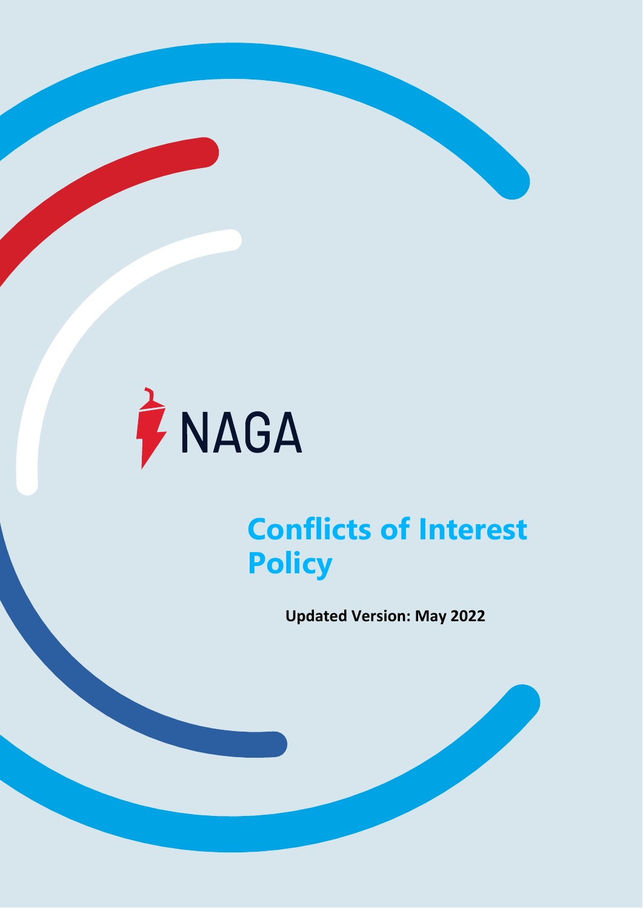NAGA

# Conflicts of Interest Policy

**Updated Version: May 2022**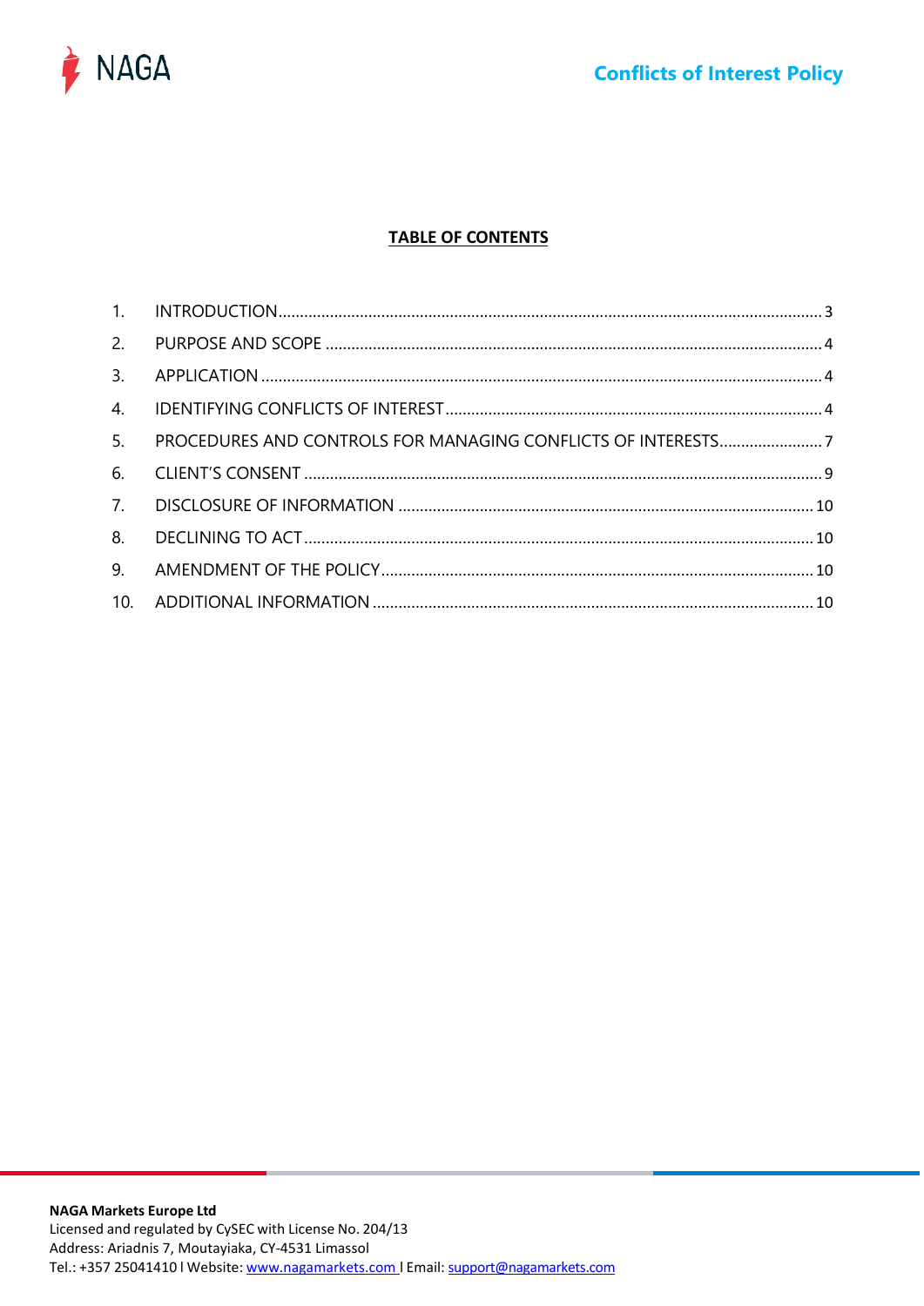**TABLE OF CONTENTS**

| | | |
|---|---|---|
| 1. | INTRODUCTION | 3 |
| 2. | PURPOSE AND SCOPE | 4 |
| 3. | APPLICATION | 4 |
| 4. | IDENTIFYING CONFLICTS OF INTEREST | 4 |
| 5. | PROCEDURES AND CONTROLS FOR MANAGING CONFLICTS OF INTERESTS | 7 |
| 6. | CLIENT'S CONSENT | 9 |
| 7. | DISCLOSURE OF INFORMATION | 10 |
| 8. | DECLINING TO ACT | 10 |
| 9. | AMENDMENT OF THE POLICY | 10 |
| 10. | ADDITIONAL INFORMATION | 10 |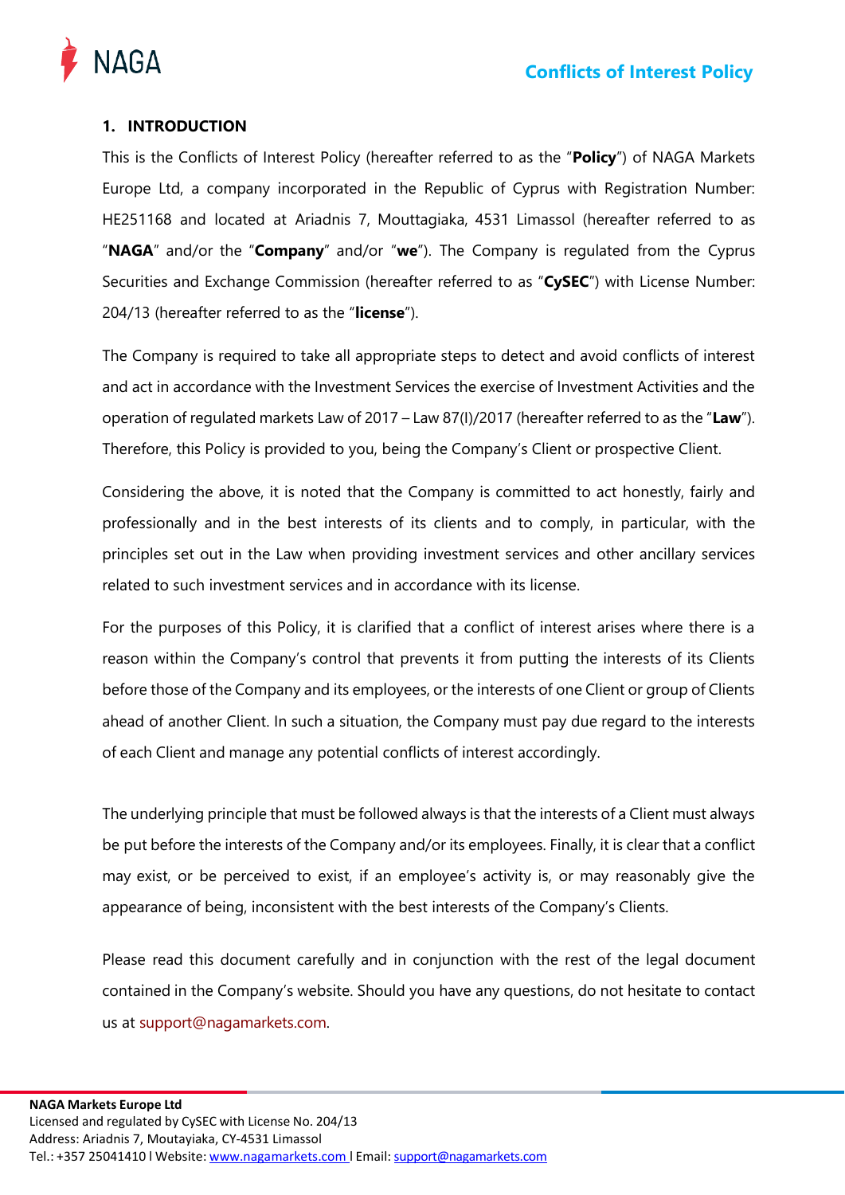## 1. INTRODUCTION

This is the Conflicts of Interest Policy (hereafter referred to as the "**Policy**") of NAGA Markets Europe Ltd, a company incorporated in the Republic of Cyprus with Registration Number: HE251168 and located at Ariadnis 7, Mouttagiaka, 4531 Limassol (hereafter referred to as "**NAGA**" and/or the "**Company**" and/or "**we**"). The Company is regulated from the Cyprus Securities and Exchange Commission (hereafter referred to as "**CySEC**") with License Number: 204/13 (hereafter referred to as the "**license**").

The Company is required to take all appropriate steps to detect and avoid conflicts of interest and act in accordance with the Investment Services the exercise of Investment Activities and the operation of regulated markets Law of 2017 – Law 87(I)/2017 (hereafter referred to as the "**Law**"). Therefore, this Policy is provided to you, being the Company's Client or prospective Client.

Considering the above, it is noted that the Company is committed to act honestly, fairly and professionally and in the best interests of its clients and to comply, in particular, with the principles set out in the Law when providing investment services and other ancillary services related to such investment services and in accordance with its license.

For the purposes of this Policy, it is clarified that a conflict of interest arises where there is a reason within the Company's control that prevents it from putting the interests of its Clients before those of the Company and its employees, or the interests of one Client or group of Clients ahead of another Client. In such a situation, the Company must pay due regard to the interests of each Client and manage any potential conflicts of interest accordingly.

The underlying principle that must be followed always is that the interests of a Client must always be put before the interests of the Company and/or its employees. Finally, it is clear that a conflict may exist, or be perceived to exist, if an employee's activity is, or may reasonably give the appearance of being, inconsistent with the best interests of the Company's Clients.

Please read this document carefully and in conjunction with the rest of the legal document contained in the Company's website. Should you have any questions, do not hesitate to contact us at support@nagamarkets.com.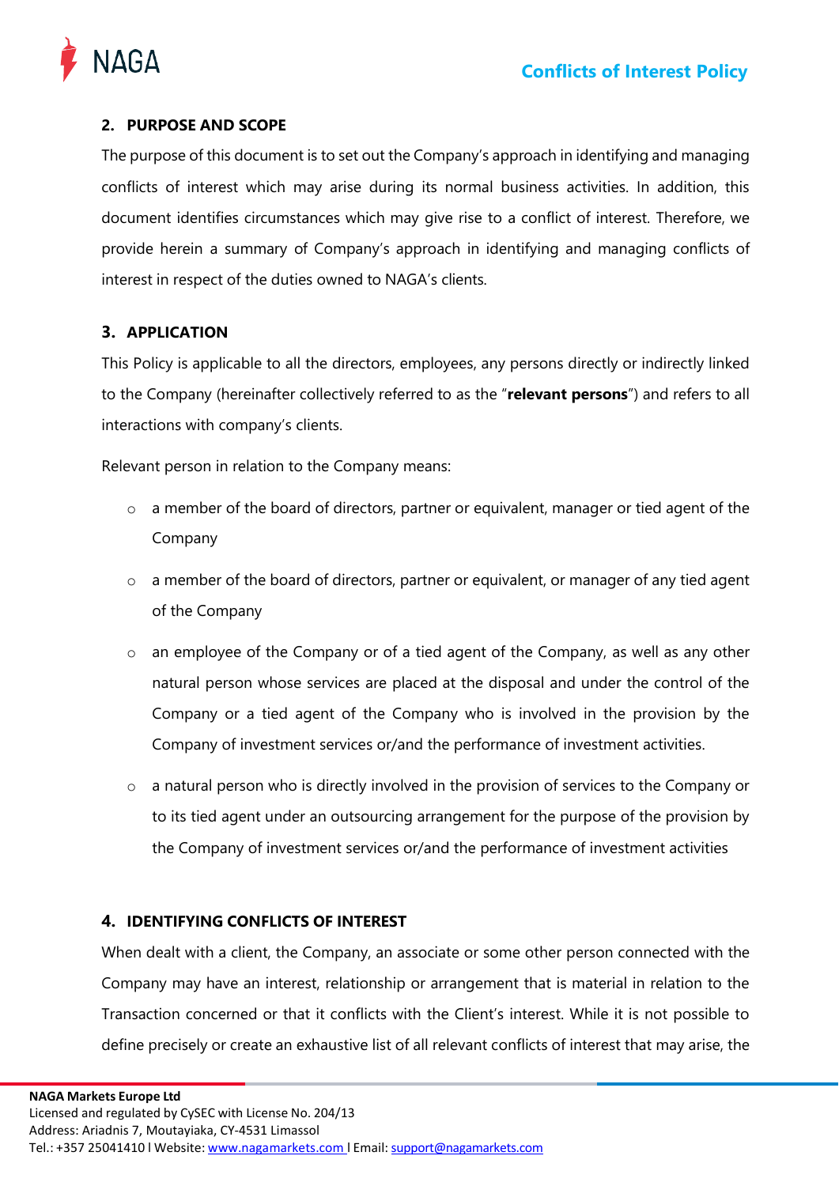## 2. PURPOSE AND SCOPE

The purpose of this document is to set out the Company's approach in identifying and managing conflicts of interest which may arise during its normal business activities. In addition, this document identifies circumstances which may give rise to a conflict of interest. Therefore, we provide herein a summary of Company's approach in identifying and managing conflicts of interest in respect of the duties owned to NAGA's clients.

## 3. APPLICATION

This Policy is applicable to all the directors, employees, any persons directly or indirectly linked to the Company (hereinafter collectively referred to as the "**relevant persons**") and refers to all interactions with company's clients.

Relevant person in relation to the Company means:

- a member of the board of directors, partner or equivalent, manager or tied agent of the Company
- a member of the board of directors, partner or equivalent, or manager of any tied agent of the Company
- an employee of the Company or of a tied agent of the Company, as well as any other natural person whose services are placed at the disposal and under the control of the Company or a tied agent of the Company who is involved in the provision by the Company of investment services or/and the performance of investment activities.
- a natural person who is directly involved in the provision of services to the Company or to its tied agent under an outsourcing arrangement for the purpose of the provision by the Company of investment services or/and the performance of investment activities

## 4. IDENTIFYING CONFLICTS OF INTEREST

When dealt with a client, the Company, an associate or some other person connected with the Company may have an interest, relationship or arrangement that is material in relation to the Transaction concerned or that it conflicts with the Client's interest. While it is not possible to define precisely or create an exhaustive list of all relevant conflicts of interest that may arise, the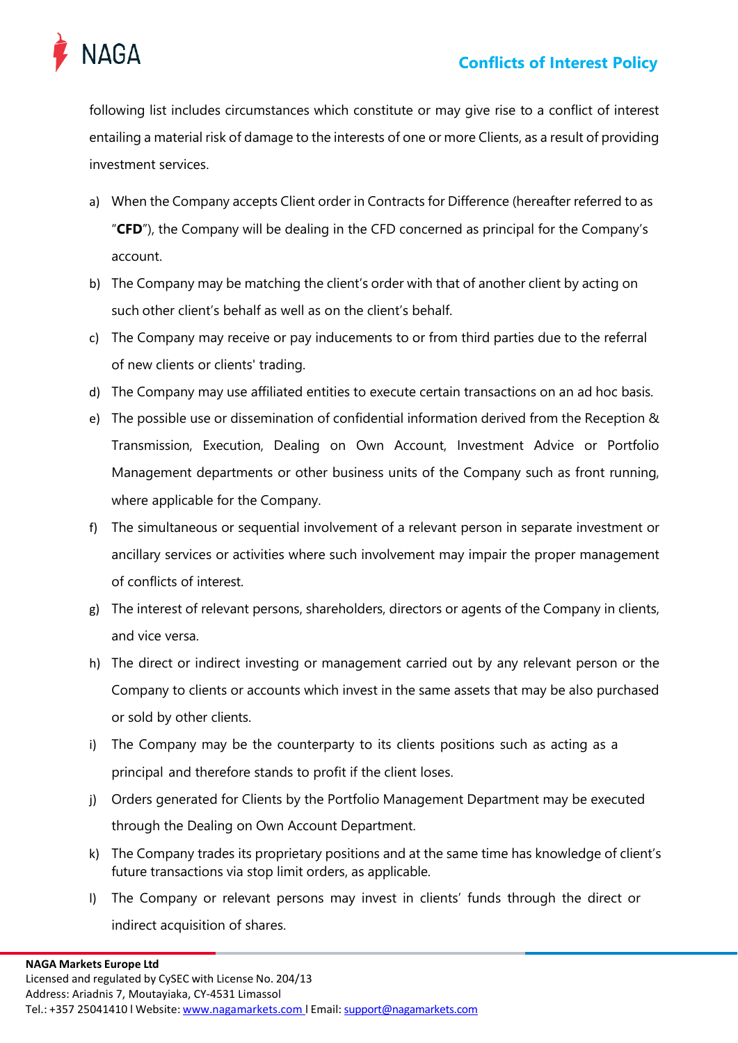following list includes circumstances which constitute or may give rise to a conflict of interest entailing a material risk of damage to the interests of one or more Clients, as a result of providing investment services.

a) When the Company accepts Client order in Contracts for Difference (hereafter referred to as "**CFD**"), the Company will be dealing in the CFD concerned as principal for the Company's account.
b) The Company may be matching the client's order with that of another client by acting on such other client's behalf as well as on the client's behalf.
c) The Company may receive or pay inducements to or from third parties due to the referral of new clients or clients' trading.
d) The Company may use affiliated entities to execute certain transactions on an ad hoc basis.
e) The possible use or dissemination of confidential information derived from the Reception & Transmission, Execution, Dealing on Own Account, Investment Advice or Portfolio Management departments or other business units of the Company such as front running, where applicable for the Company.
f) The simultaneous or sequential involvement of a relevant person in separate investment or ancillary services or activities where such involvement may impair the proper management of conflicts of interest.
g) The interest of relevant persons, shareholders, directors or agents of the Company in clients, and vice versa.
h) The direct or indirect investing or management carried out by any relevant person or the Company to clients or accounts which invest in the same assets that may be also purchased or sold by other clients.
i) The Company may be the counterparty to its clients positions such as acting as a principal and therefore stands to profit if the client loses.
j) Orders generated for Clients by the Portfolio Management Department may be executed through the Dealing on Own Account Department.
k) The Company trades its proprietary positions and at the same time has knowledge of client's future transactions via stop limit orders, as applicable.
l) The Company or relevant persons may invest in clients' funds through the direct or indirect acquisition of shares.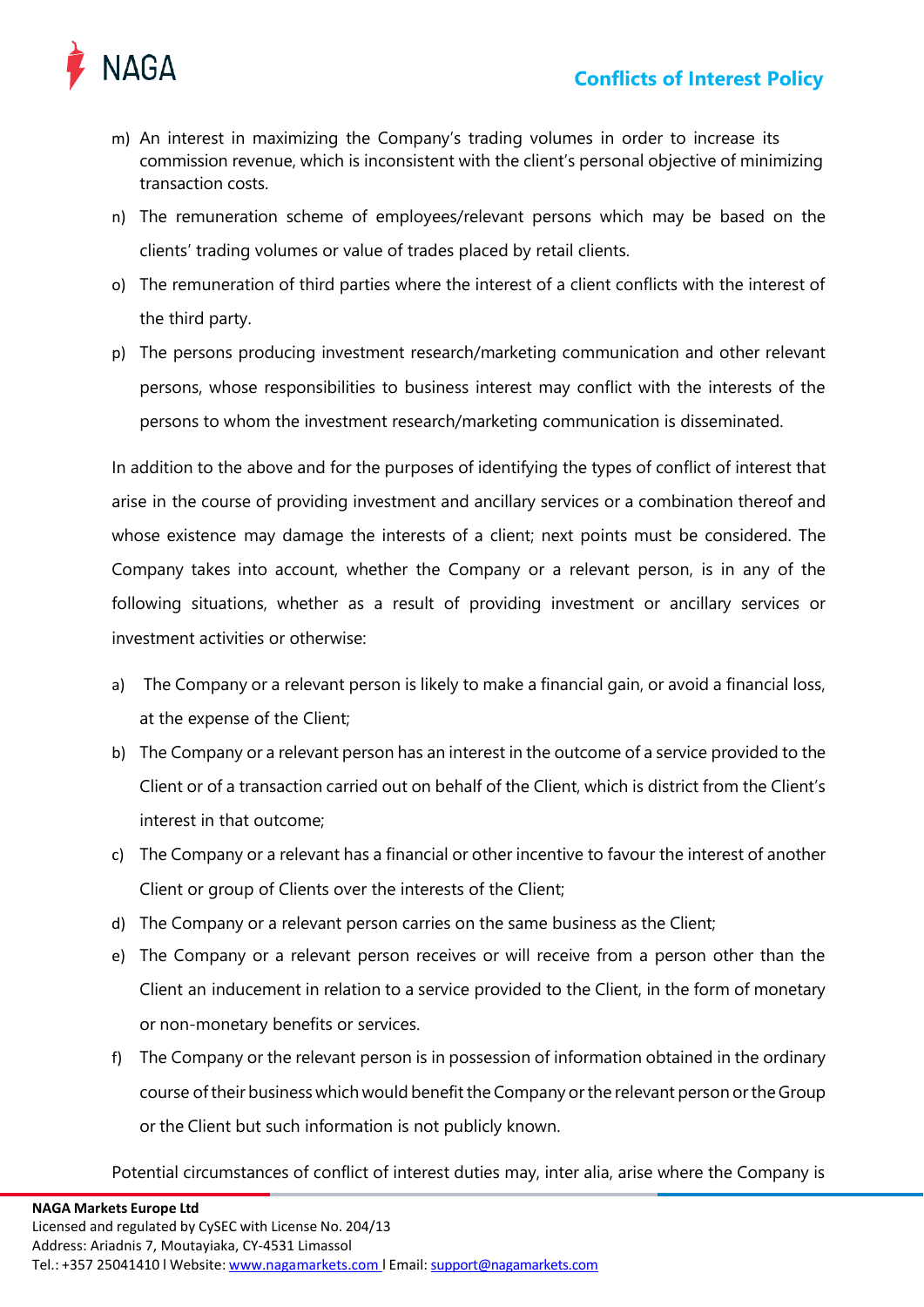m) An interest in maximizing the Company's trading volumes in order to increase its commission revenue, which is inconsistent with the client's personal objective of minimizing transaction costs.

n) The remuneration scheme of employees/relevant persons which may be based on the clients' trading volumes or value of trades placed by retail clients.

o) The remuneration of third parties where the interest of a client conflicts with the interest of the third party.

p) The persons producing investment research/marketing communication and other relevant persons, whose responsibilities to business interest may conflict with the interests of the persons to whom the investment research/marketing communication is disseminated.

In addition to the above and for the purposes of identifying the types of conflict of interest that arise in the course of providing investment and ancillary services or a combination thereof and whose existence may damage the interests of a client; next points must be considered. The Company takes into account, whether the Company or a relevant person, is in any of the following situations, whether as a result of providing investment or ancillary services or investment activities or otherwise:

a) The Company or a relevant person is likely to make a financial gain, or avoid a financial loss, at the expense of the Client;

b) The Company or a relevant person has an interest in the outcome of a service provided to the Client or of a transaction carried out on behalf of the Client, which is district from the Client's interest in that outcome;

c) The Company or a relevant has a financial or other incentive to favour the interest of another Client or group of Clients over the interests of the Client;

d) The Company or a relevant person carries on the same business as the Client;

e) The Company or a relevant person receives or will receive from a person other than the Client an inducement in relation to a service provided to the Client, in the form of monetary or non-monetary benefits or services.

f) The Company or the relevant person is in possession of information obtained in the ordinary course of their business which would benefit the Company or the relevant person or the Group or the Client but such information is not publicly known.

Potential circumstances of conflict of interest duties may, inter alia, arise where the Company is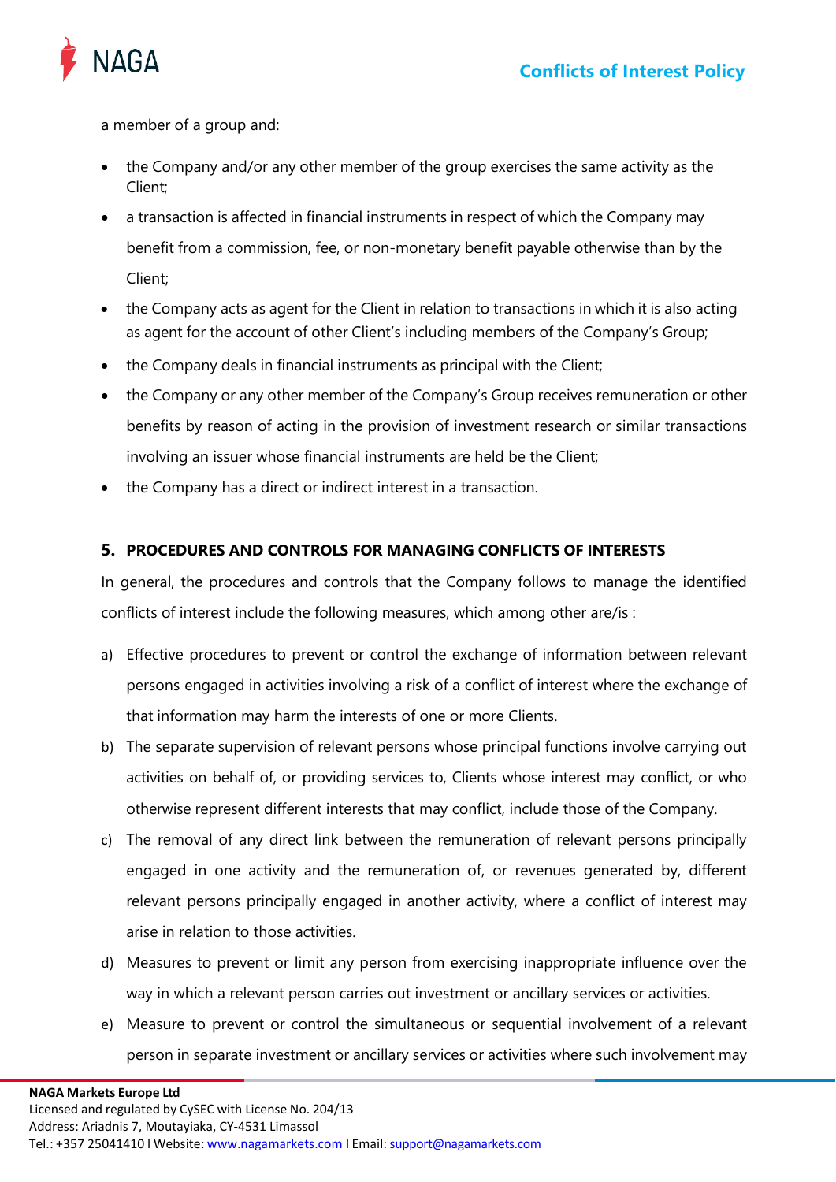a member of a group and:

- the Company and/or any other member of the group exercises the same activity as the Client;
- a transaction is affected in financial instruments in respect of which the Company may benefit from a commission, fee, or non-monetary benefit payable otherwise than by the Client;
- the Company acts as agent for the Client in relation to transactions in which it is also acting as agent for the account of other Client's including members of the Company's Group;
- the Company deals in financial instruments as principal with the Client;
- the Company or any other member of the Company's Group receives remuneration or other benefits by reason of acting in the provision of investment research or similar transactions involving an issuer whose financial instruments are held be the Client;
- the Company has a direct or indirect interest in a transaction.

## 5. PROCEDURES AND CONTROLS FOR MANAGING CONFLICTS OF INTERESTS

In general, the procedures and controls that the Company follows to manage the identified conflicts of interest include the following measures, which among other are/is :

a) Effective procedures to prevent or control the exchange of information between relevant persons engaged in activities involving a risk of a conflict of interest where the exchange of that information may harm the interests of one or more Clients.

b) The separate supervision of relevant persons whose principal functions involve carrying out activities on behalf of, or providing services to, Clients whose interest may conflict, or who otherwise represent different interests that may conflict, include those of the Company.

c) The removal of any direct link between the remuneration of relevant persons principally engaged in one activity and the remuneration of, or revenues generated by, different relevant persons principally engaged in another activity, where a conflict of interest may arise in relation to those activities.

d) Measures to prevent or limit any person from exercising inappropriate influence over the way in which a relevant person carries out investment or ancillary services or activities.

e) Measure to prevent or control the simultaneous or sequential involvement of a relevant person in separate investment or ancillary services or activities where such involvement may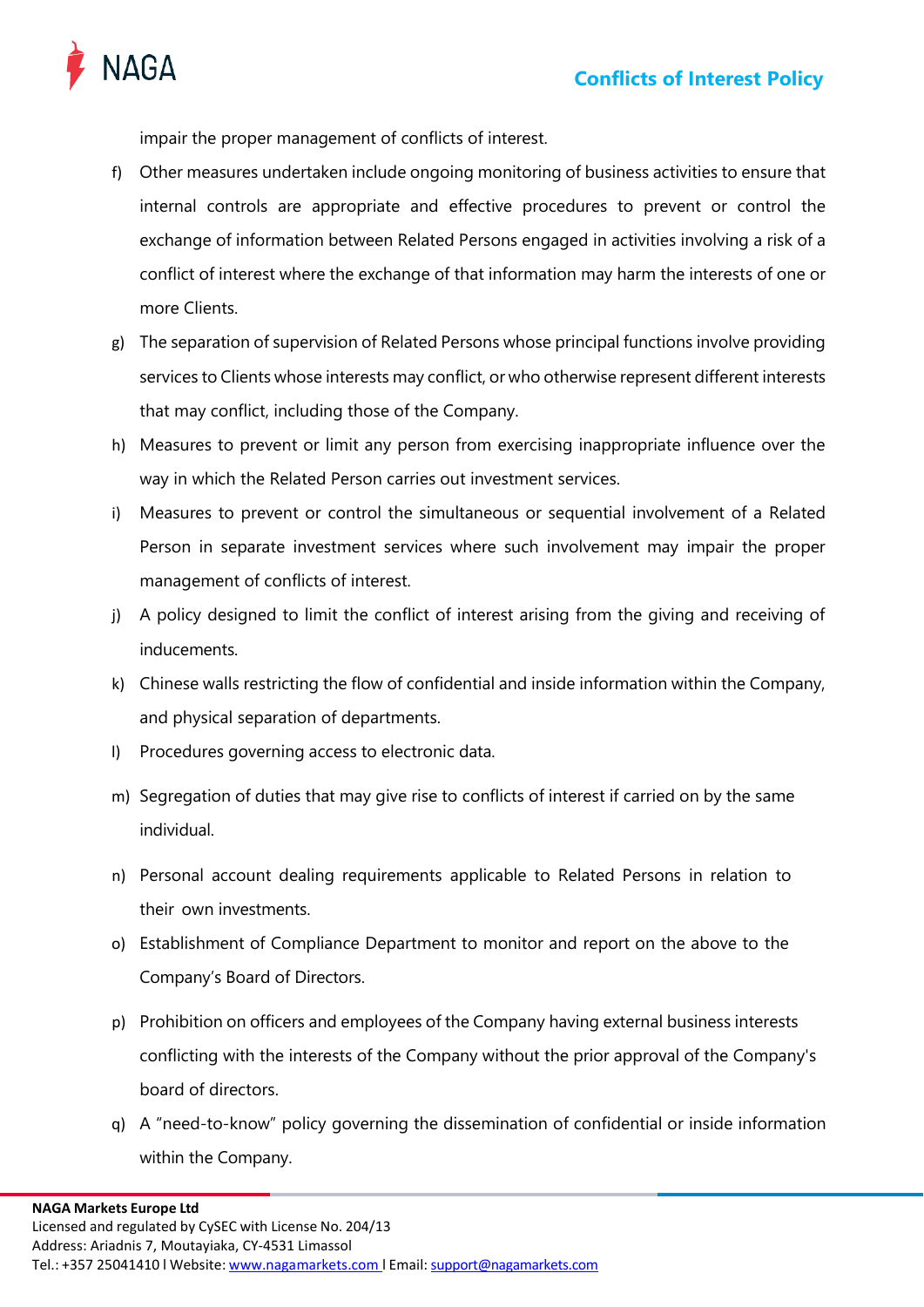impair the proper management of conflicts of interest.

f) Other measures undertaken include ongoing monitoring of business activities to ensure that internal controls are appropriate and effective procedures to prevent or control the exchange of information between Related Persons engaged in activities involving a risk of a conflict of interest where the exchange of that information may harm the interests of one or more Clients.

g) The separation of supervision of Related Persons whose principal functions involve providing services to Clients whose interests may conflict, or who otherwise represent different interests that may conflict, including those of the Company.

h) Measures to prevent or limit any person from exercising inappropriate influence over the way in which the Related Person carries out investment services.

i) Measures to prevent or control the simultaneous or sequential involvement of a Related Person in separate investment services where such involvement may impair the proper management of conflicts of interest.

j) A policy designed to limit the conflict of interest arising from the giving and receiving of inducements.

k) Chinese walls restricting the flow of confidential and inside information within the Company, and physical separation of departments.

l) Procedures governing access to electronic data.

m) Segregation of duties that may give rise to conflicts of interest if carried on by the same individual.

n) Personal account dealing requirements applicable to Related Persons in relation to their own investments.

o) Establishment of Compliance Department to monitor and report on the above to the Company's Board of Directors.

p) Prohibition on officers and employees of the Company having external business interests conflicting with the interests of the Company without the prior approval of the Company's board of directors.

q) A "need-to-know" policy governing the dissemination of confidential or inside information within the Company.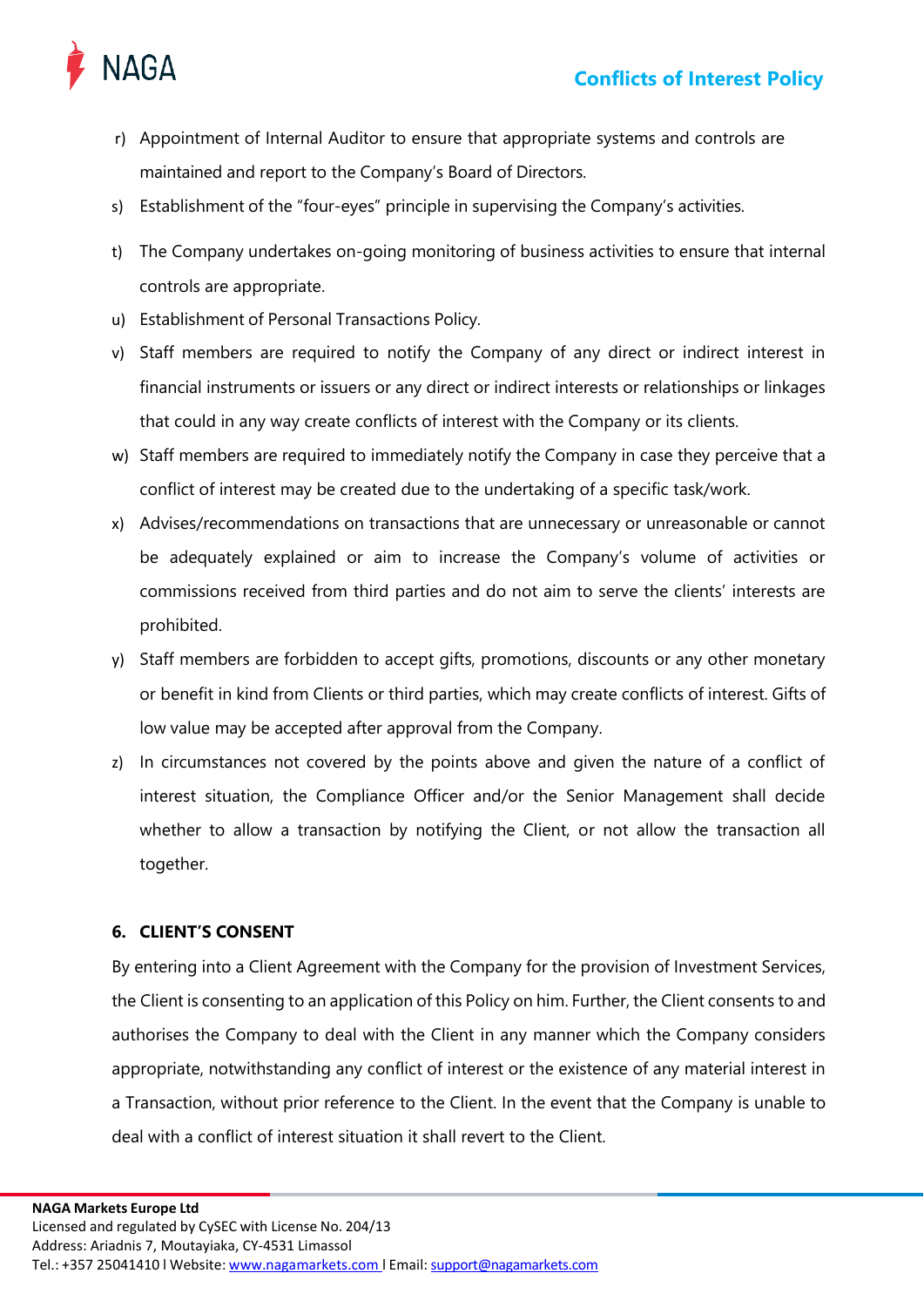r) Appointment of Internal Auditor to ensure that appropriate systems and controls are maintained and report to the Company's Board of Directors.

s) Establishment of the "four-eyes" principle in supervising the Company's activities.

t) The Company undertakes on-going monitoring of business activities to ensure that internal controls are appropriate.

u) Establishment of Personal Transactions Policy.

v) Staff members are required to notify the Company of any direct or indirect interest in financial instruments or issuers or any direct or indirect interests or relationships or linkages that could in any way create conflicts of interest with the Company or its clients.

w) Staff members are required to immediately notify the Company in case they perceive that a conflict of interest may be created due to the undertaking of a specific task/work.

x) Advises/recommendations on transactions that are unnecessary or unreasonable or cannot be adequately explained or aim to increase the Company's volume of activities or commissions received from third parties and do not aim to serve the clients' interests are prohibited.

y) Staff members are forbidden to accept gifts, promotions, discounts or any other monetary or benefit in kind from Clients or third parties, which may create conflicts of interest. Gifts of low value may be accepted after approval from the Company.

z) In circumstances not covered by the points above and given the nature of a conflict of interest situation, the Compliance Officer and/or the Senior Management shall decide whether to allow a transaction by notifying the Client, or not allow the transaction all together.

## 6. CLIENT'S CONSENT

By entering into a Client Agreement with the Company for the provision of Investment Services, the Client is consenting to an application of this Policy on him. Further, the Client consents to and authorises the Company to deal with the Client in any manner which the Company considers appropriate, notwithstanding any conflict of interest or the existence of any material interest in a Transaction, without prior reference to the Client. In the event that the Company is unable to deal with a conflict of interest situation it shall revert to the Client.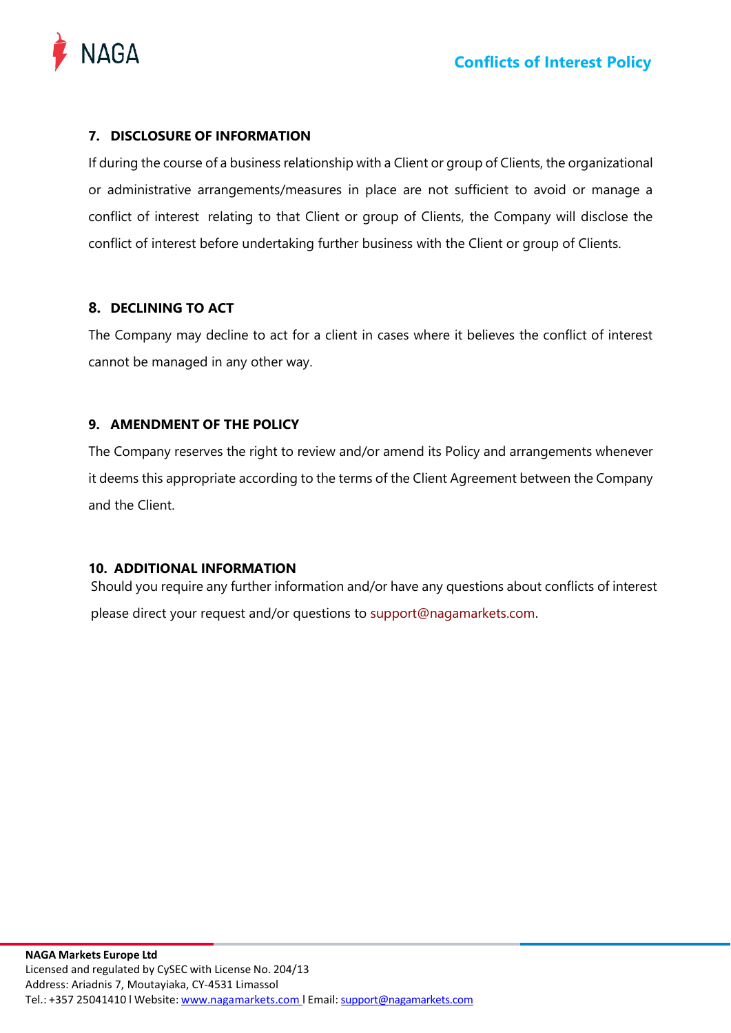## 7. DISCLOSURE OF INFORMATION

If during the course of a business relationship with a Client or group of Clients, the organizational or administrative arrangements/measures in place are not sufficient to avoid or manage a conflict of interest relating to that Client or group of Clients, the Company will disclose the conflict of interest before undertaking further business with the Client or group of Clients.

## 8. DECLINING TO ACT

The Company may decline to act for a client in cases where it believes the conflict of interest cannot be managed in any other way.

## 9. AMENDMENT OF THE POLICY

The Company reserves the right to review and/or amend its Policy and arrangements whenever it deems this appropriate according to the terms of the Client Agreement between the Company and the Client.

## 10. ADDITIONAL INFORMATION

Should you require any further information and/or have any questions about conflicts of interest please direct your request and/or questions to support@nagamarkets.com.